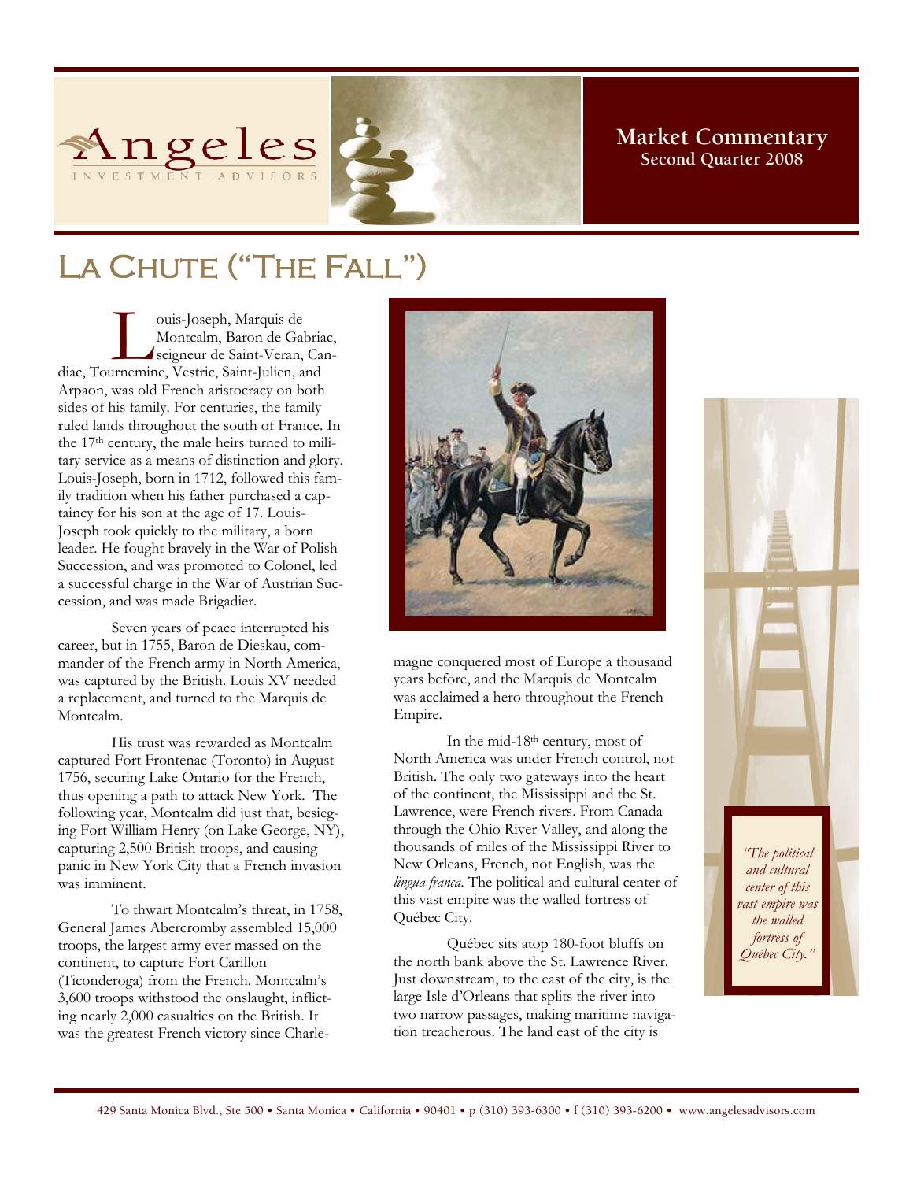Angeles INVESTMENT ADVISORS

**Market Commentary**
**Second Quarter 2008**

# La Chute ("The Fall")

Louis-Joseph, Marquis de Montcalm, Baron de Gabriac, seigneur de Saint-Veran, Candiac, Tournemine, Vestric, Saint-Julien, and Arpaon, was old French aristocracy on both sides of his family. For centuries, the family ruled lands throughout the south of France. In the 17th century, the male heirs turned to military service as a means of distinction and glory. Louis-Joseph, born in 1712, followed this family tradition when his father purchased a captaincy for his son at the age of 17. Louis-Joseph took quickly to the military, a born leader. He fought bravely in the War of Polish Succession, and was promoted to Colonel, led a successful charge in the War of Austrian Succession, and was made Brigadier.

Seven years of peace interrupted his career, but in 1755, Baron de Dieskau, commander of the French army in North America, was captured by the British. Louis XV needed a replacement, and turned to the Marquis de Montcalm.

His trust was rewarded as Montcalm captured Fort Frontenac (Toronto) in August 1756, securing Lake Ontario for the French, thus opening a path to attack New York. The following year, Montcalm did just that, besieging Fort William Henry (on Lake George, NY), capturing 2,500 British troops, and causing panic in New York City that a French invasion was imminent.

To thwart Montcalm's threat, in 1758, General James Abercromby assembled 15,000 troops, the largest army ever massed on the continent, to capture Fort Carillon (Ticonderoga) from the French. Montcalm's 3,600 troops withstood the onslaught, inflicting nearly 2,000 casualties on the British. It was the greatest French victory since Charlemagne conquered most of Europe a thousand years before, and the Marquis de Montcalm was acclaimed a hero throughout the French Empire.

In the mid-18th century, most of North America was under French control, not British. The only two gateways into the heart of the continent, the Mississippi and the St. Lawrence, were French rivers. From Canada through the Ohio River Valley, and along the thousands of miles of the Mississippi River to New Orleans, French, not English, was the *lingua franca*. The political and cultural center of this vast empire was the walled fortress of Québec City.

Québec sits atop 180-foot bluffs on the north bank above the St. Lawrence River. Just downstream, to the east of the city, is the large Isle d'Orleans that splits the river into two narrow passages, making maritime navigation treacherous. The land east of the city is

*"The political and cultural center of this vast empire was the walled fortress of Québec City."*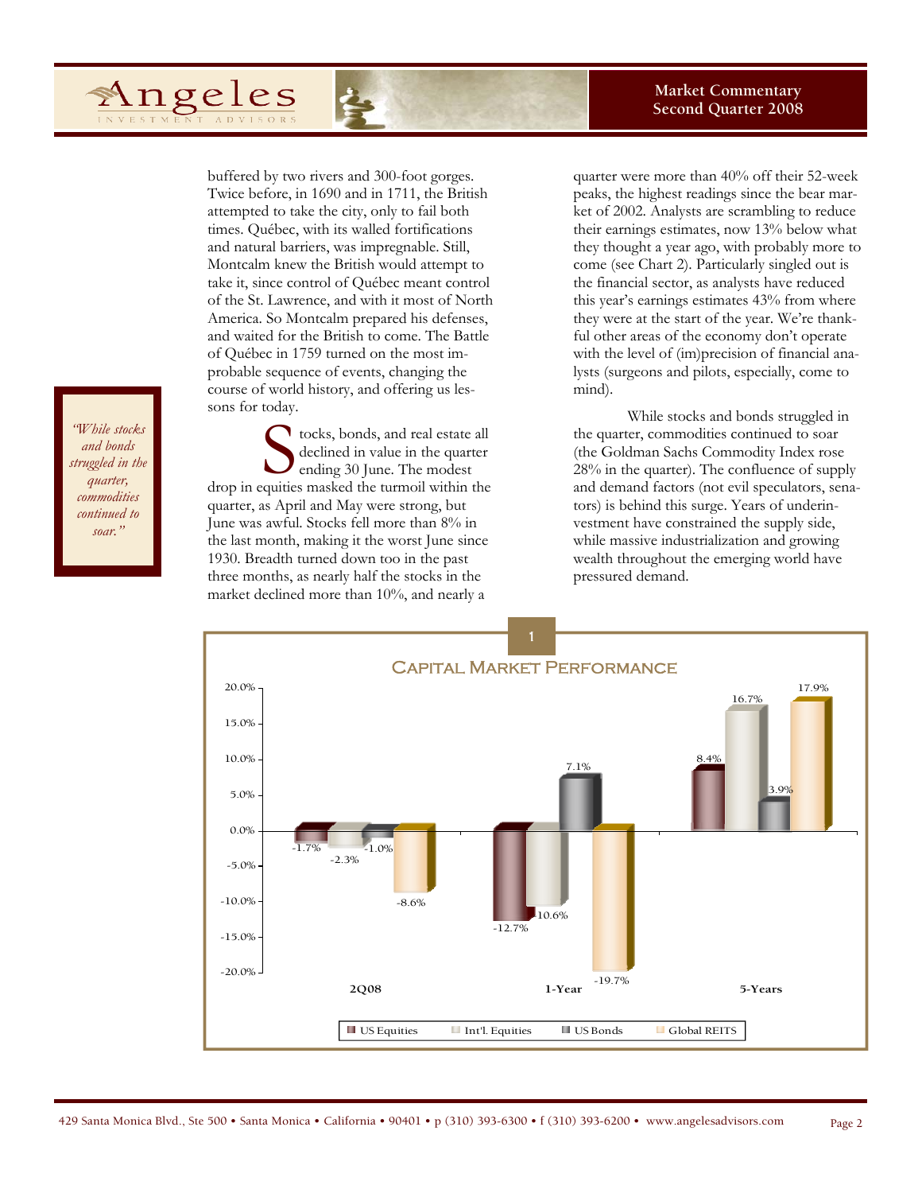buffered by two rivers and 300-foot gorges. Twice before, in 1690 and in 1711, the British attempted to take the city, only to fail both times. Québec, with its walled fortifications and natural barriers, was impregnable. Still, Montcalm knew the British would attempt to take it, since control of Québec meant control of the St. Lawrence, and with it most of North America. So Montcalm prepared his defenses, and waited for the British to come. The Battle of Québec in 1759 turned on the most improbable sequence of events, changing the course of world history, and offering us lessons for today.

> *"While stocks and bonds struggled in the quarter, commodities continued to soar."*

Stocks, bonds, and real estate all declined in value in the quarter ending 30 June. The modest drop in equities masked the turmoil within the quarter, as April and May were strong, but June was awful. Stocks fell more than 8% in the last month, making it the worst June since 1930. Breadth turned down too in the past three months, as nearly half the stocks in the market declined more than 10%, and nearly a quarter were more than 40% off their 52-week peaks, the highest readings since the bear market of 2002. Analysts are scrambling to reduce their earnings estimates, now 13% below what they thought a year ago, with probably more to come (see Chart 2). Particularly singled out is the financial sector, as analysts have reduced this year's earnings estimates 43% from where they were at the start of the year. We're thankful other areas of the economy don't operate with the level of (im)precision of financial analysts (surgeons and pilots, especially, come to mind).

While stocks and bonds struggled in the quarter, commodities continued to soar (the Goldman Sachs Commodity Index rose 28% in the quarter). The confluence of supply and demand factors (not evil speculators, senators) is behind this surge. Years of underinvestment have constrained the supply side, while massive industrialization and growing wealth throughout the emerging world have pressured demand.

**1**

**Capital Market Performance**

| | US Equities | Int'l. Equities | US Bonds | Global REITS |
|---|---|---|---|---|
| 2Q08 | -1.7% | -2.3% | -1.0% | -8.6% |
| 1-Year | -12.7% | -10.6% | 7.1% | -19.7% |
| 5-Years | 8.4% | 16.7% | 3.9% | 17.9% |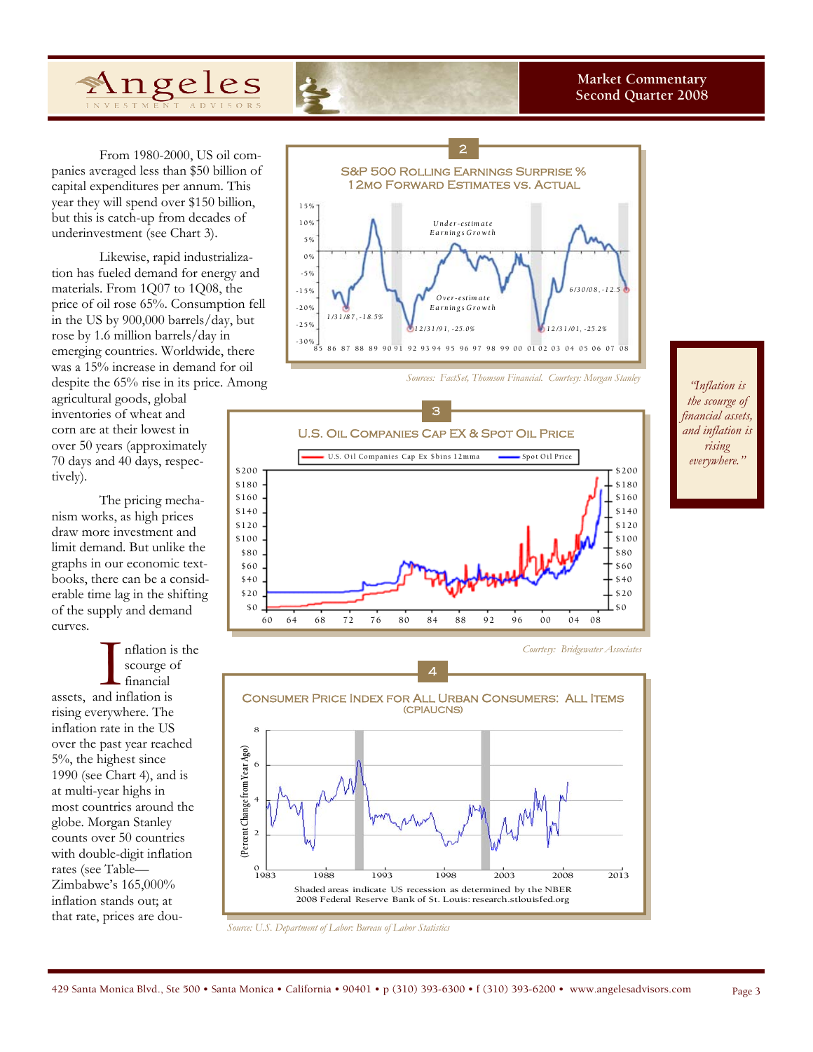From 1980-2000, US oil companies averaged less than $50 billion of capital expenditures per annum. This year they will spend over $150 billion, but this is catch-up from decades of underinvestment (see Chart 3).

Likewise, rapid industrialization has fueled demand for energy and materials. From 1Q07 to 1Q08, the price of oil rose 65%. Consumption fell in the US by 900,000 barrels/day, but rose by 1.6 million barrels/day in emerging countries. Worldwide, there was a 15% increase in demand for oil despite the 65% rise in its price. Among agricultural goods, global inventories of wheat and corn are at their lowest in over 50 years (approximately 70 days and 40 days, respectively).

The pricing mechanism works, as high prices draw more investment and limit demand. But unlike the graphs in our economic textbooks, there can be a considerable time lag in the shifting of the supply and demand curves.

Inflation is the scourge of financial assets, and inflation is rising everywhere. The inflation rate in the US over the past year reached 5%, the highest since 1990 (see Chart 4), and is at multi-year highs in most countries around the globe. Morgan Stanley counts over 50 countries with double-digit inflation rates (see Table—Zimbabwe's 165,000% inflation stands out; at that rate, prices are dou-

**2**

**S&P 500 Rolling Earnings Surprise %**
**12mo Forward Estimates vs. Actual**

Sources: FactSet, Thomson Financial. Courtesy: Morgan Stanley

**3**

**U.S. Oil Companies Cap Ex & Spot Oil Price**

Courtesy: Bridgewater Associates

**4**

**Consumer Price Index for All Urban Consumers: All Items (CPIAUCNS)**

Shaded areas indicate US recession as determined by the NBER
2008 Federal Reserve Bank of St. Louis: research.stlouisfed.org

Source: U.S. Department of Labor: Bureau of Labor Statistics

*"Inflation is the scourge of financial assets, and inflation is rising everywhere."*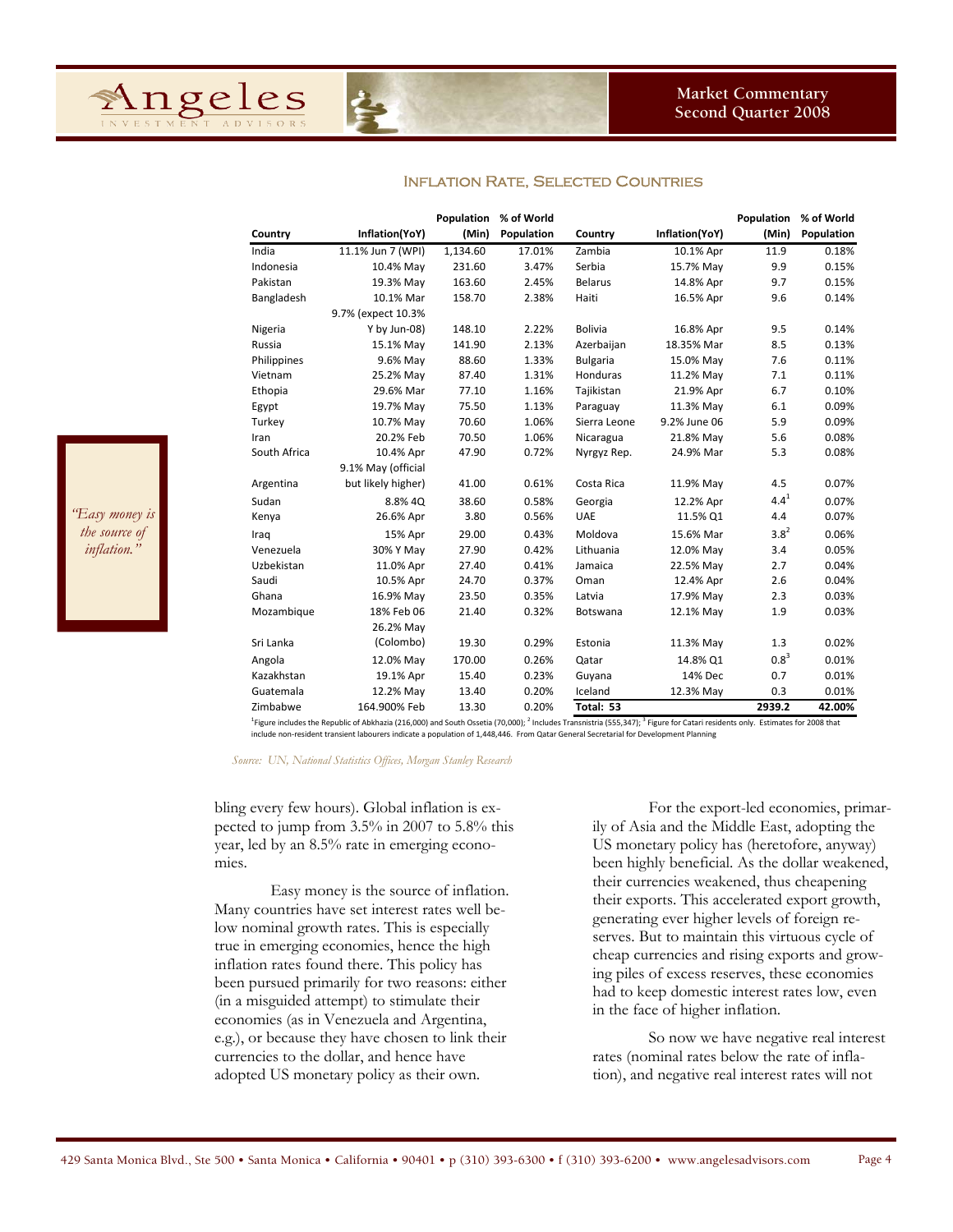## Inflation Rate, Selected Countries

| Country | Inflation(YoY) | Population (Mln) | % of World Population | Country | Inflation(YoY) | Population (Mln) | % of World Population |
|---|---|---|---|---|---|---|---|
| India | 11.1% Jun 7 (WPI) | 1,134.60 | 17.01% | Zambia | 10.1% Apr | 11.9 | 0.18% |
| Indonesia | 10.4% May | 231.60 | 3.47% | Serbia | 15.7% May | 9.9 | 0.15% |
| Pakistan | 19.3% May | 163.60 | 2.45% | Belarus | 14.8% Apr | 9.7 | 0.15% |
| Bangladesh | 10.1% Mar | 158.70 | 2.38% | Haiti | 16.5% Apr | 9.6 | 0.14% |
| Nigeria | 9.7% (expect 10.3% Y by Jun-08) | 148.10 | 2.22% | Bolivia | 16.8% Apr | 9.5 | 0.14% |
| Russia | 15.1% May | 141.90 | 2.13% | Azerbaijan | 18.35% Mar | 8.5 | 0.13% |
| Philippines | 9.6% May | 88.60 | 1.33% | Bulgaria | 15.0% May | 7.6 | 0.11% |
| Vietnam | 25.2% May | 87.40 | 1.31% | Honduras | 11.2% May | 7.1 | 0.11% |
| Ethopia | 29.6% Mar | 77.10 | 1.16% | Tajikistan | 21.9% Apr | 6.7 | 0.10% |
| Egypt | 19.7% May | 75.50 | 1.13% | Paraguay | 11.3% May | 6.1 | 0.09% |
| Turkey | 10.7% May | 70.60 | 1.06% | Sierra Leone | 9.2% June 06 | 5.9 | 0.09% |
| Iran | 20.2% Feb | 70.50 | 1.06% | Nicaragua | 21.8% May | 5.6 | 0.08% |
| South Africa | 10.4% Apr | 47.90 | 0.72% | Nyrgyz Rep. | 24.9% Mar | 5.3 | 0.08% |
| Argentina | 9.1% May (official but likely higher) | 41.00 | 0.61% | Costa Rica | 11.9% May | 4.5 | 0.07% |
| Sudan | 8.8% 4Q | 38.60 | 0.58% | Georgia | 12.2% Apr | 4.4[1] | 0.07% |
| Kenya | 26.6% Apr | 3.80 | 0.56% | UAE | 11.5% Q1 | 4.4 | 0.07% |
| Iraq | 15% Apr | 29.00 | 0.43% | Moldova | 15.6% Mar | 3.8[2] | 0.06% |
| Venezuela | 30% Y May | 27.90 | 0.42% | Lithuania | 12.0% May | 3.4 | 0.05% |
| Uzbekistan | 11.0% Apr | 27.40 | 0.41% | Jamaica | 22.5% May | 2.7 | 0.04% |
| Saudi | 10.5% Apr | 24.70 | 0.37% | Oman | 12.4% Apr | 2.6 | 0.04% |
| Ghana | 16.9% May | 23.50 | 0.35% | Latvia | 17.9% May | 2.3 | 0.03% |
| Mozambique | 18% Feb 06 | 21.40 | 0.32% | Botswana | 12.1% May | 1.9 | 0.03% |
| Sri Lanka | 26.2% May (Colombo) | 19.30 | 0.29% | Estonia | 11.3% May | 1.3 | 0.02% |
| Angola | 12.0% May | 170.00 | 0.26% | Qatar | 14.8% Q1 | 0.8[3] | 0.01% |
| Kazakhstan | 19.1% Apr | 15.40 | 0.23% | Guyana | 14% Dec | 0.7 | 0.01% |
| Guatemala | 12.2% May | 13.40 | 0.20% | Iceland | 12.3% May | 0.3 | 0.01% |
| Zimbabwe | 164.900% Feb | 13.30 | 0.20% | **Total: 53** | | **2939.2** | **42.00%** |

[1]Figure includes the Republic of Abkhazia (216,000) and South Ossetia (70,000); [2] Includes Transnistria (555,347); [3] Figure for Catari residents only. Estimates for 2008 that include non-resident transient labourers indicate a population of 1,448,446. From Qatar General Secretarial for Development Planning

*Source: UN, National Statistics Offices, Morgan Stanley Research*

> *"Easy money is the source of inflation."*

bling every few hours). Global inflation is expected to jump from 3.5% in 2007 to 5.8% this year, led by an 8.5% rate in emerging economies.

Easy money is the source of inflation. Many countries have set interest rates well below nominal growth rates. This is especially true in emerging economies, hence the high inflation rates found there. This policy has been pursued primarily for two reasons: either (in a misguided attempt) to stimulate their economies (as in Venezuela and Argentina, e.g.), or because they have chosen to link their currencies to the dollar, and hence have adopted US monetary policy as their own.

For the export-led economies, primarily of Asia and the Middle East, adopting the US monetary policy has (heretofore, anyway) been highly beneficial. As the dollar weakened, their currencies weakened, thus cheapening their exports. This accelerated export growth, generating ever higher levels of foreign reserves. But to maintain this virtuous cycle of cheap currencies and rising exports and growing piles of excess reserves, these economies had to keep domestic interest rates low, even in the face of higher inflation.

So now we have negative real interest rates (nominal rates below the rate of inflation), and negative real interest rates will not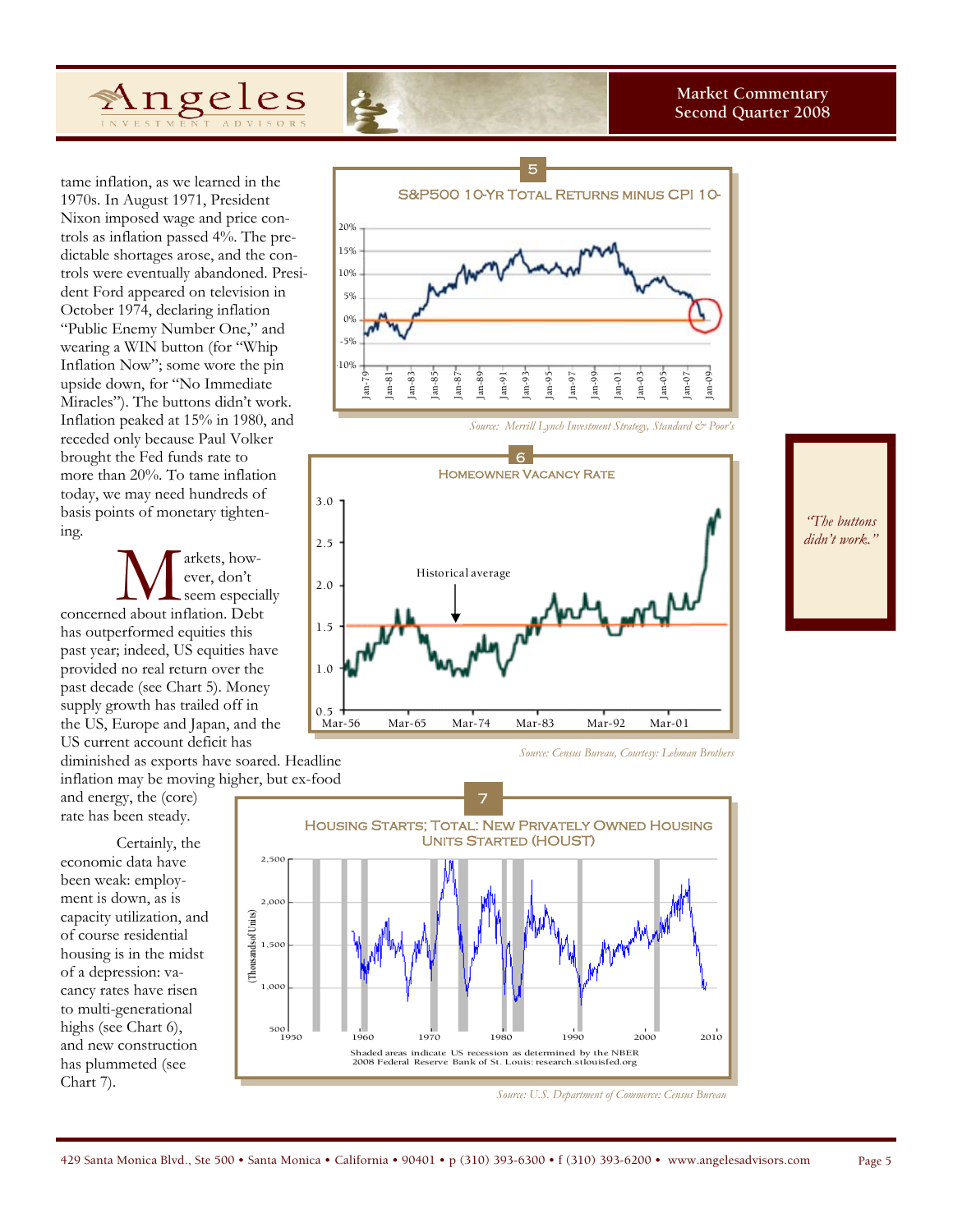tame inflation, as we learned in the 1970s. In August 1971, President Nixon imposed wage and price controls as inflation passed 4%. The predictable shortages arose, and the controls were eventually abandoned. President Ford appeared on television in October 1974, declaring inflation "Public Enemy Number One," and wearing a WIN button (for "Whip Inflation Now"; some wore the pin upside down, for "No Immediate Miracles"). The buttons didn't work. Inflation peaked at 15% in 1980, and receded only because Paul Volker brought the Fed funds rate to more than 20%. To tame inflation today, we may need hundreds of basis points of monetary tightening.

Markets, however, don't seem especially concerned about inflation. Debt has outperformed equities this past year; indeed, US equities have provided no real return over the past decade (see Chart 5). Money supply growth has trailed off in the US, Europe and Japan, and the US current account deficit has diminished as exports have soared. Headline inflation may be moving higher, but ex-food and energy, the (core) rate has been steady.

Certainly, the economic data have been weak: employment is down, as is capacity utilization, and of course residential housing is in the midst of a depression: vacancy rates have risen to multi-generational highs (see Chart 6), and new construction has plummeted (see Chart 7).

**5** — S&P500 10-Yr Total Returns minus CPI 10-

*Source: Merrill Lynch Investment Strategy, Standard & Poor's*

**6** — Homeowner Vacancy Rate

*Source: Census Bureau, Courtesy: Lehman Brothers*

**7** — Housing Starts; Total: New Privately Owned Housing Units Started (HOUST)

Shaded areas indicate US recession as determined by the NBER
2008 Federal Reserve Bank of St. Louis: research.stlouisfed.org

*Source: U.S. Department of Commerce: Census Bureau*

*"The buttons didn't work."*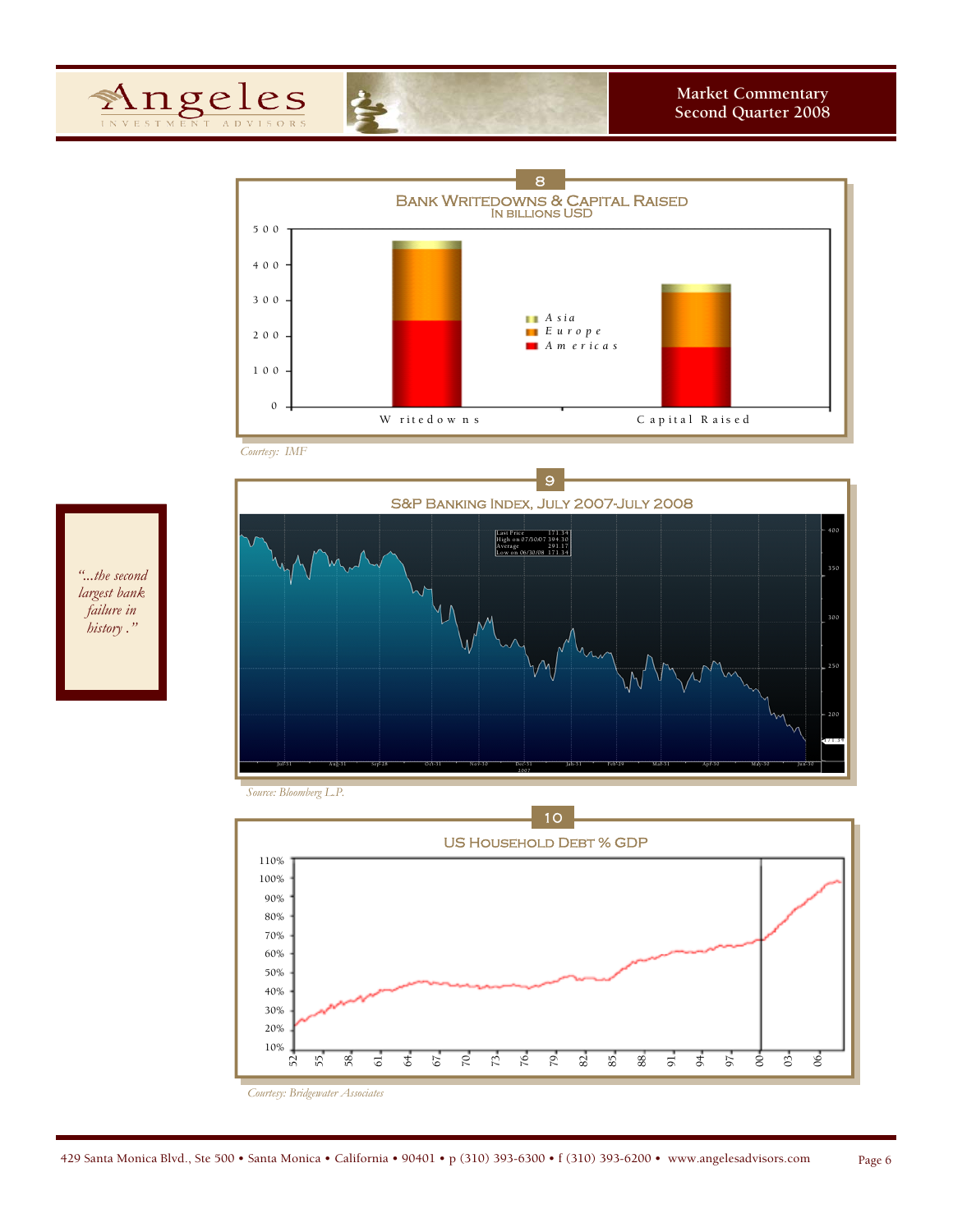## 8

### Bank Writedowns & Capital Raised
In billions USD

Courtesy: IMF

## 9

### S&P Banking Index, July 2007-July 2008

Source: Bloomberg L.P.

*"...the second largest bank failure in history ."*

## 10

### US Household Debt % GDP

Courtesy: Bridgewater Associates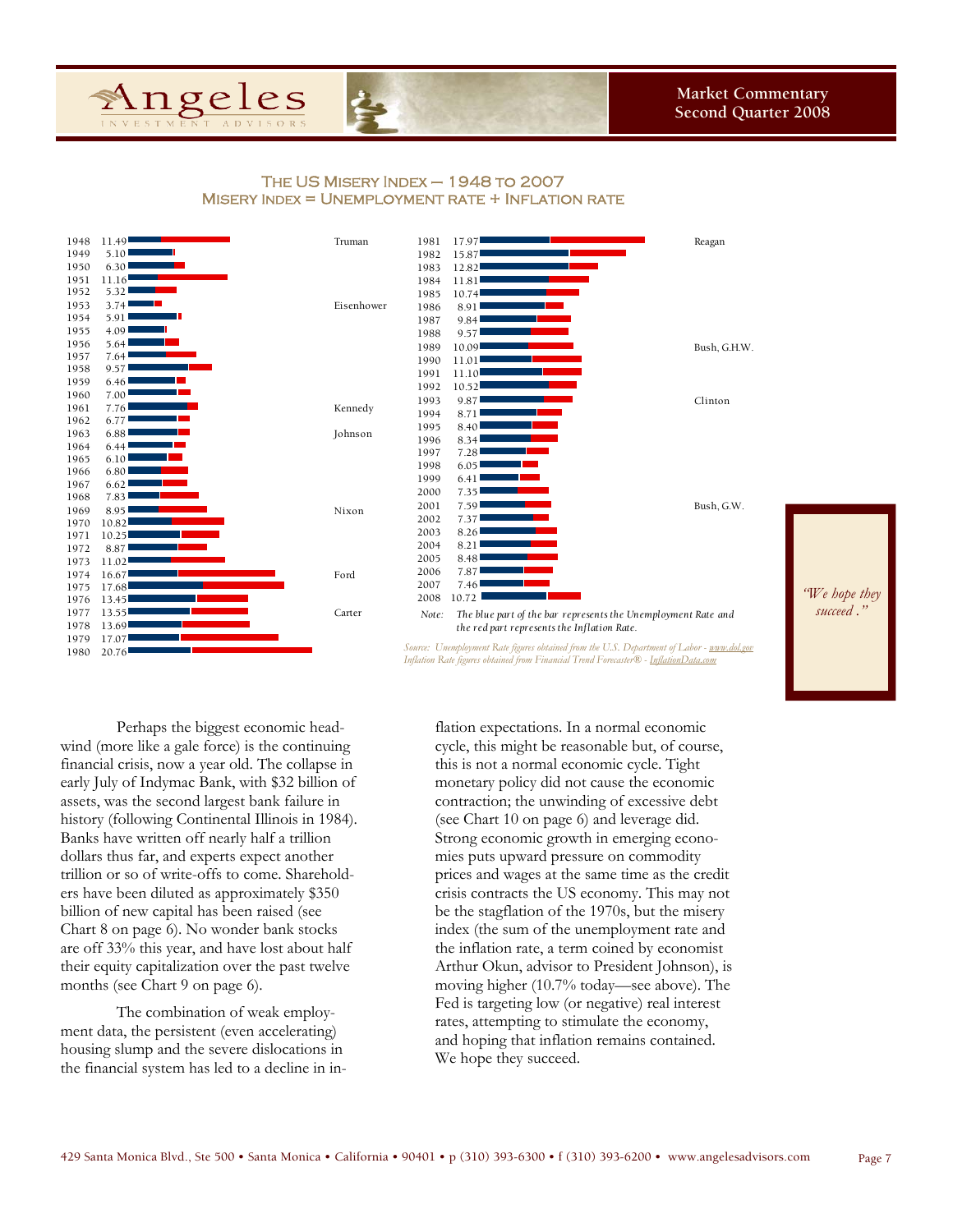## The US Misery Index — 1948 to 2007

### Misery Index = Unemployment rate + Inflation rate

| Year | Misery Index | President |
|---|---|---|
| 1948 | 11.49 | Truman |
| 1949 | 5.10 | |
| 1950 | 6.30 | |
| 1951 | 11.16 | |
| 1952 | 5.32 | |
| 1953 | 3.74 | Eisenhower |
| 1954 | 5.91 | |
| 1955 | 4.09 | |
| 1956 | 5.64 | |
| 1957 | 7.64 | |
| 1958 | 9.57 | |
| 1959 | 6.46 | |
| 1960 | 7.00 | |
| 1961 | 7.76 | Kennedy |
| 1962 | 6.77 | |
| 1963 | 6.88 | Johnson |
| 1964 | 6.44 | |
| 1965 | 6.10 | |
| 1966 | 6.80 | |
| 1967 | 6.62 | |
| 1968 | 7.83 | |
| 1969 | 8.95 | Nixon |
| 1970 | 10.82 | |
| 1971 | 10.25 | |
| 1972 | 8.87 | |
| 1973 | 11.02 | |
| 1974 | 16.67 | Ford |
| 1975 | 17.68 | |
| 1976 | 13.45 | |
| 1977 | 13.55 | Carter |
| 1978 | 13.69 | |
| 1979 | 17.07 | |
| 1980 | 20.76 | |
| 1981 | 17.97 | Reagan |
| 1982 | 15.87 | |
| 1983 | 12.82 | |
| 1984 | 11.81 | |
| 1985 | 10.74 | |
| 1986 | 8.91 | |
| 1987 | 9.84 | |
| 1988 | 9.57 | |
| 1989 | 10.09 | Bush, G.H.W. |
| 1990 | 11.01 | |
| 1991 | 11.10 | |
| 1992 | 10.52 | |
| 1993 | 9.87 | Clinton |
| 1994 | 8.71 | |
| 1995 | 8.40 | |
| 1996 | 8.34 | |
| 1997 | 7.28 | |
| 1998 | 6.05 | |
| 1999 | 6.41 | |
| 2000 | 7.35 | |
| 2001 | 7.59 | Bush, G.W. |
| 2002 | 7.37 | |
| 2003 | 8.26 | |
| 2004 | 8.21 | |
| 2005 | 8.48 | |
| 2006 | 7.87 | |
| 2007 | 7.46 | |
| 2008 | 10.72 | |

*Note: The blue part of the bar represents the Unemployment Rate and the red part represents the Inflation Rate.*

*Source: Unemployment Rate figures obtained from the U.S. Department of Labor - www.dol.gov*
*Inflation Rate figures obtained from Financial Trend Forecaster® - InflationData.com*

Perhaps the biggest economic headwind (more like a gale force) is the continuing financial crisis, now a year old. The collapse in early July of Indymac Bank, with $32 billion of assets, was the second largest bank failure in history (following Continental Illinois in 1984). Banks have written off nearly half a trillion dollars thus far, and experts expect another trillion or so of write-offs to come. Shareholders have been diluted as approximately $350 billion of new capital has been raised (see Chart 8 on page 6). No wonder bank stocks are off 33% this year, and have lost about half their equity capitalization over the past twelve months (see Chart 9 on page 6).

The combination of weak employment data, the persistent (even accelerating) housing slump and the severe dislocations in the financial system has led to a decline in inflation expectations. In a normal economic cycle, this might be reasonable but, of course, this is not a normal economic cycle. Tight monetary policy did not cause the economic contraction; the unwinding of excessive debt (see Chart 10 on page 6) and leverage did. Strong economic growth in emerging economies puts upward pressure on commodity prices and wages at the same time as the credit crisis contracts the US economy. This may not be the stagflation of the 1970s, but the misery index (the sum of the unemployment rate and the inflation rate, a term coined by economist Arthur Okun, advisor to President Johnson), is moving higher (10.7% today—see above). The Fed is targeting low (or negative) real interest rates, attempting to stimulate the economy, and hoping that inflation remains contained. We hope they succeed.

> *"We hope they succeed."*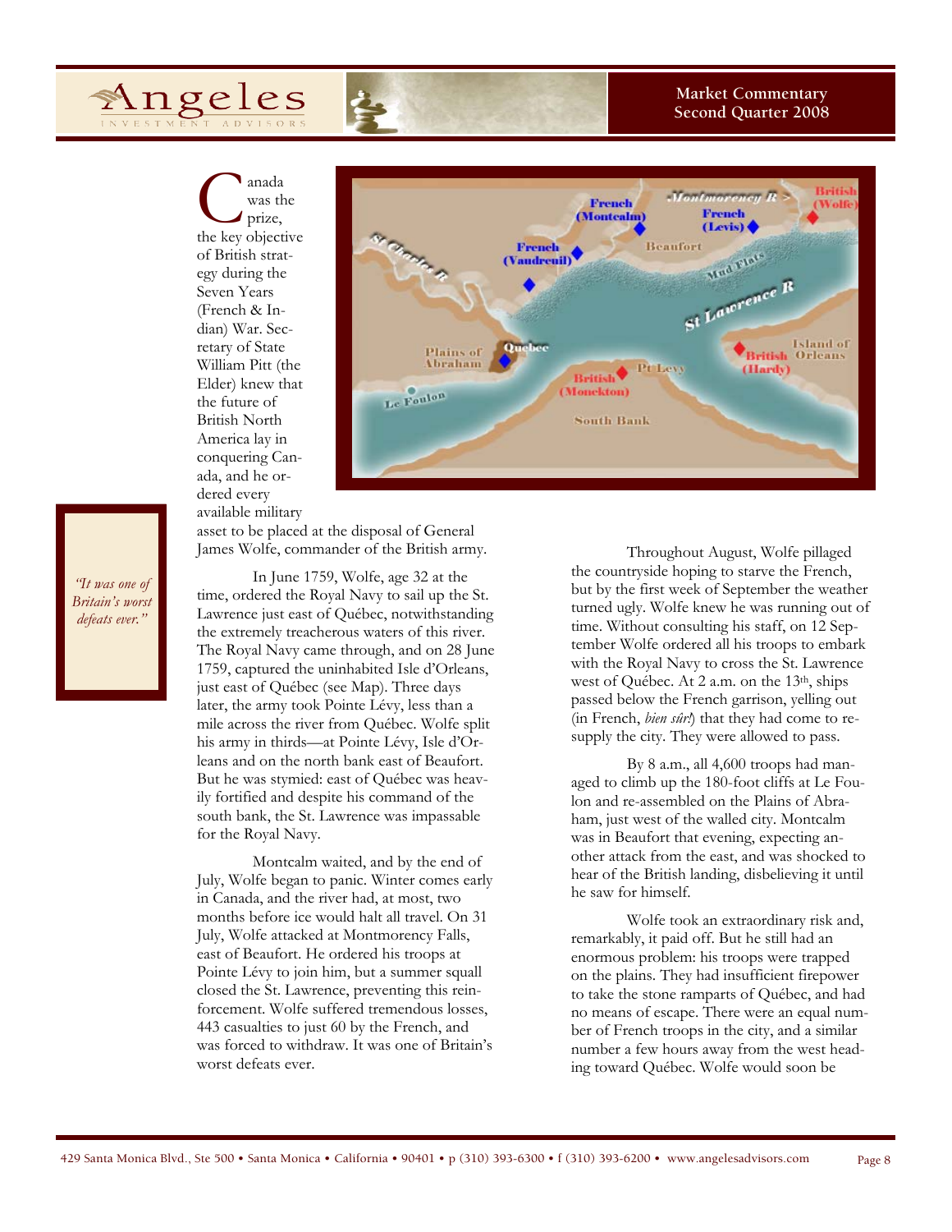Canada was the prize, the key objective of British strategy during the Seven Years (French & Indian) War. Secretary of State William Pitt (the Elder) knew that the future of British North America lay in conquering Canada, and he ordered every available military asset to be placed at the disposal of General James Wolfe, commander of the British army.

> *"It was one of Britain's worst defeats ever."*

In June 1759, Wolfe, age 32 at the time, ordered the Royal Navy to sail up the St. Lawrence just east of Québec, notwithstanding the extremely treacherous waters of this river. The Royal Navy came through, and on 28 June 1759, captured the uninhabited Isle d'Orleans, just east of Québec (see Map). Three days later, the army took Pointe Lévy, less than a mile across the river from Québec. Wolfe split his army in thirds—at Pointe Lévy, Isle d'Orleans and on the north bank east of Beaufort. But he was stymied: east of Québec was heavily fortified and despite his command of the south bank, the St. Lawrence was impassable for the Royal Navy.

Montcalm waited, and by the end of July, Wolfe began to panic. Winter comes early in Canada, and the river had, at most, two months before ice would halt all travel. On 31 July, Wolfe attacked at Montmorency Falls, east of Beaufort. He ordered his troops at Pointe Lévy to join him, but a summer squall closed the St. Lawrence, preventing this reinforcement. Wolfe suffered tremendous losses, 443 casualties to just 60 by the French, and was forced to withdraw. It was one of Britain's worst defeats ever.

Throughout August, Wolfe pillaged the countryside hoping to starve the French, but by the first week of September the weather turned ugly. Wolfe knew he was running out of time. Without consulting his staff, on 12 September Wolfe ordered all his troops to embark with the Royal Navy to cross the St. Lawrence west of Québec. At 2 a.m. on the 13th, ships passed below the French garrison, yelling out (in French, *bien sûr!*) that they had come to resupply the city. They were allowed to pass.

By 8 a.m., all 4,600 troops had managed to climb up the 180-foot cliffs at Le Foulon and re-assembled on the Plains of Abraham, just west of the walled city. Montcalm was in Beaufort that evening, expecting another attack from the east, and was shocked to hear of the British landing, disbelieving it until he saw for himself.

Wolfe took an extraordinary risk and, remarkably, it paid off. But he still had an enormous problem: his troops were trapped on the plains. They had insufficient firepower to take the stone ramparts of Québec, and had no means of escape. There were an equal number of French troops in the city, and a similar number a few hours away from the west heading toward Québec. Wolfe would soon be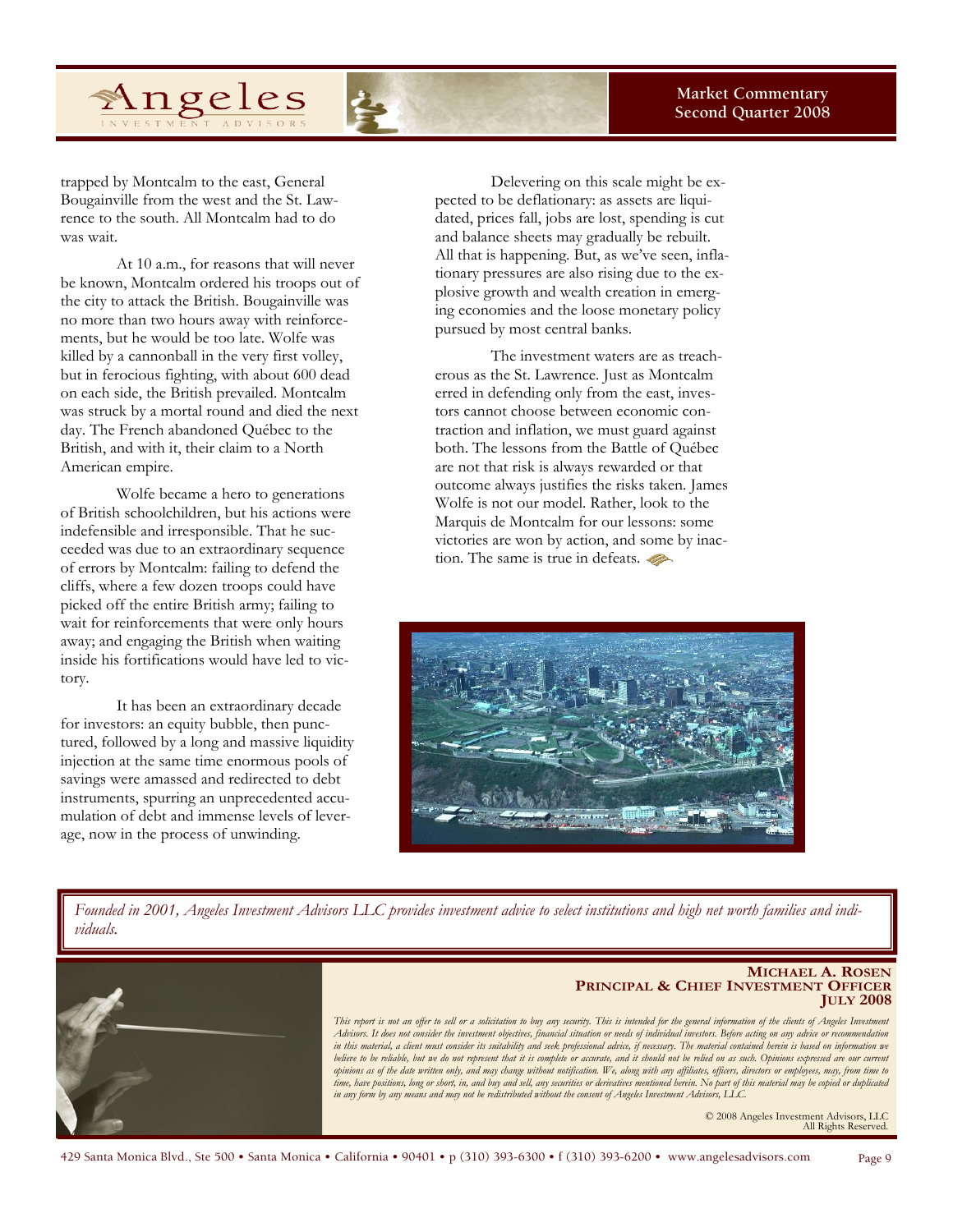trapped by Montcalm to the east, General Bougainville from the west and the St. Lawrence to the south. All Montcalm had to do was wait.

At 10 a.m., for reasons that will never be known, Montcalm ordered his troops out of the city to attack the British. Bougainville was no more than two hours away with reinforcements, but he would be too late. Wolfe was killed by a cannonball in the very first volley, but in ferocious fighting, with about 600 dead on each side, the British prevailed. Montcalm was struck by a mortal round and died the next day. The French abandoned Québec to the British, and with it, their claim to a North American empire.

Wolfe became a hero to generations of British schoolchildren, but his actions were indefensible and irresponsible. That he succeeded was due to an extraordinary sequence of errors by Montcalm: failing to defend the cliffs, where a few dozen troops could have picked off the entire British army; failing to wait for reinforcements that were only hours away; and engaging the British when waiting inside his fortifications would have led to victory.

It has been an extraordinary decade for investors: an equity bubble, then punctured, followed by a long and massive liquidity injection at the same time enormous pools of savings were amassed and redirected to debt instruments, spurring an unprecedented accumulation of debt and immense levels of leverage, now in the process of unwinding.

Delevering on this scale might be expected to be deflationary: as assets are liquidated, prices fall, jobs are lost, spending is cut and balance sheets may gradually be rebuilt. All that is happening. But, as we've seen, inflationary pressures are also rising due to the explosive growth and wealth creation in emerging economies and the loose monetary policy pursued by most central banks.

The investment waters are as treacherous as the St. Lawrence. Just as Montcalm erred in defending only from the east, investors cannot choose between economic contraction and inflation, we must guard against both. The lessons from the Battle of Québec are not that risk is always rewarded or that outcome always justifies the risks taken. James Wolfe is not our model. Rather, look to the Marquis de Montcalm for our lessons: some victories are won by action, and some by inaction. The same is true in defeats.

*Founded in 2001, Angeles Investment Advisors LLC provides investment advice to select institutions and high net worth families and individuals.*

**MICHAEL A. ROSEN**
**PRINCIPAL & CHIEF INVESTMENT OFFICER**
**JULY 2008**

*This report is not an offer to sell or a solicitation to buy any security. This is intended for the general information of the clients of Angeles Investment Advisors. It does not consider the investment objectives, financial situation or needs of individual investors. Before acting on any advice or recommendation in this material, a client must consider its suitability and seek professional advice, if necessary. The material contained herein is based on information we believe to be reliable, but we do not represent that it is complete or accurate, and it should not be relied on as such. Opinions expressed are our current opinions as of the date written only, and may change without notification. We, along with any affiliates, officers, directors or employees, may, from time to time, have positions, long or short, in, and buy and sell, any securities or derivatives mentioned herein. No part of this material may be copied or duplicated in any form by any means and may not be redistributed without the consent of Angeles Investment Advisors, LLC.*

© 2008 Angeles Investment Advisors, LLC
All Rights Reserved.

429 Santa Monica Blvd., Ste 500 • Santa Monica • California • 90401 • p (310) 393-6300 • f (310) 393-6200 • www.angelesadvisors.com